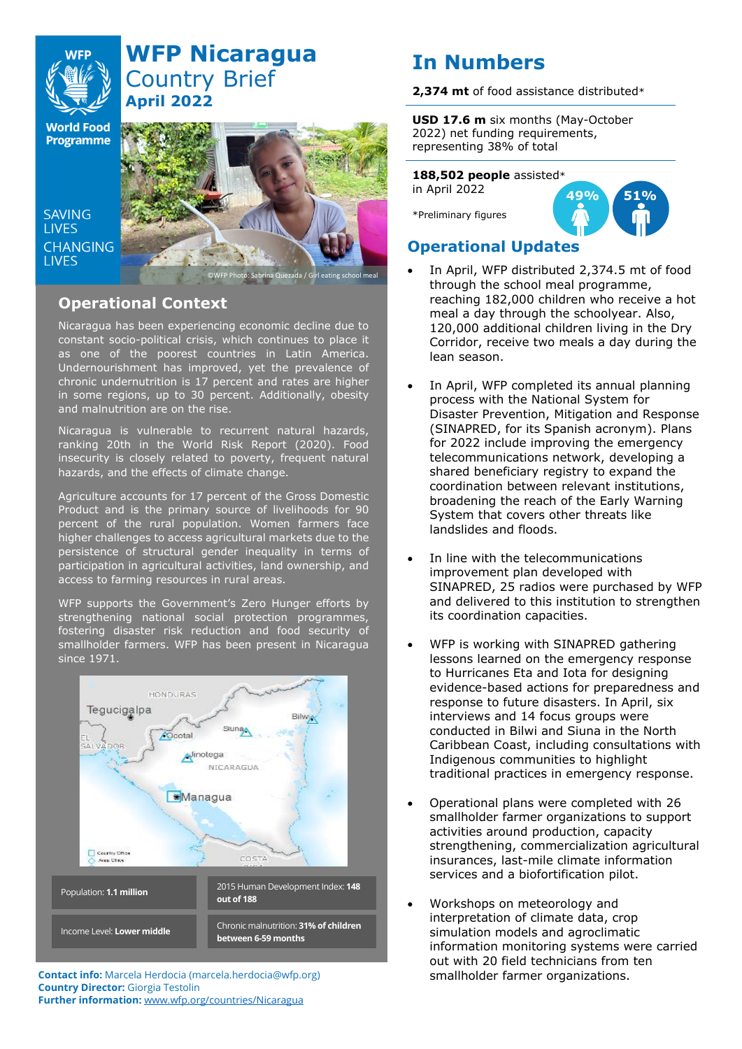# WFP Nicaragua Country Brief

## April 2022

SAVING LIVES CHANGING LIVES

©WFP Photo: Sabrina Quezada / Girl eating school meal

## Operational Context

Nicaragua has been experiencing economic decline due to constant socio-political crisis, which continues to place it as one of the poorest countries in Latin America. Undernourishment has improved, yet the prevalence of chronic undernutrition is 17 percent and rates are higher in some regions, up to 30 percent. Additionally, obesity and malnutrition are on the rise.

Nicaragua is vulnerable to recurrent natural hazards, ranking 20th in the World Risk Report (2020). Food insecurity is closely related to poverty, frequent natural hazards, and the effects of climate change.

Agriculture accounts for 17 percent of the Gross Domestic Product and is the primary source of livelihoods for 90 percent of the rural population. Women farmers face higher challenges to access agricultural markets due to the persistence of structural gender inequality in terms of participation in agricultural activities, land ownership, and access to farming resources in rural areas.

WFP supports the Government's Zero Hunger efforts by strengthening national social protection programmes, fostering disaster risk reduction and food security of smallholder farmers. WFP has been present in Nicaragua since 1971.

| Population: **1.1 million** | 2015 Human Development Index: **148 out of 188** |
|---|---|
| Income Level: **Lower middle** | Chronic malnutrition: **31% of children between 6-59 months** |

**Contact info:** Marcela Herdocia (marcela.herdocia@wfp.org)
**Country Director:** Giorgia Testolin
**Further information:** www.wfp.org/countries/Nicaragua

# In Numbers

**2,374 mt** of food assistance distributed*

**USD 17.6 m** six months (May-October 2022) net funding requirements, representing 38% of total

**188,502 people** assisted* in April 2022

49% 51%

*Preliminary figures

## Operational Updates

- In April, WFP distributed 2,374.5 mt of food through the school meal programme, reaching 182,000 children who receive a hot meal a day through the schoolyear. Also, 120,000 additional children living in the Dry Corridor, receive two meals a day during the lean season.
- In April, WFP completed its annual planning process with the National System for Disaster Prevention, Mitigation and Response (SINAPRED, for its Spanish acronym). Plans for 2022 include improving the emergency telecommunications network, developing a shared beneficiary registry to expand the coordination between relevant institutions, broadening the reach of the Early Warning System that covers other threats like landslides and floods.
- In line with the telecommunications improvement plan developed with SINAPRED, 25 radios were purchased by WFP and delivered to this institution to strengthen its coordination capacities.
- WFP is working with SINAPRED gathering lessons learned on the emergency response to Hurricanes Eta and Iota for designing evidence-based actions for preparedness and response to future disasters. In April, six interviews and 14 focus groups were conducted in Bilwi and Siuna in the North Caribbean Coast, including consultations with Indigenous communities to highlight traditional practices in emergency response.
- Operational plans were completed with 26 smallholder farmer organizations to support activities around production, capacity strengthening, commercialization agricultural insurances, last-mile climate information services and a biofortification pilot.
- Workshops on meteorology and interpretation of climate data, crop simulation models and agroclimatic information monitoring systems were carried out with 20 field technicians from ten smallholder farmer organizations.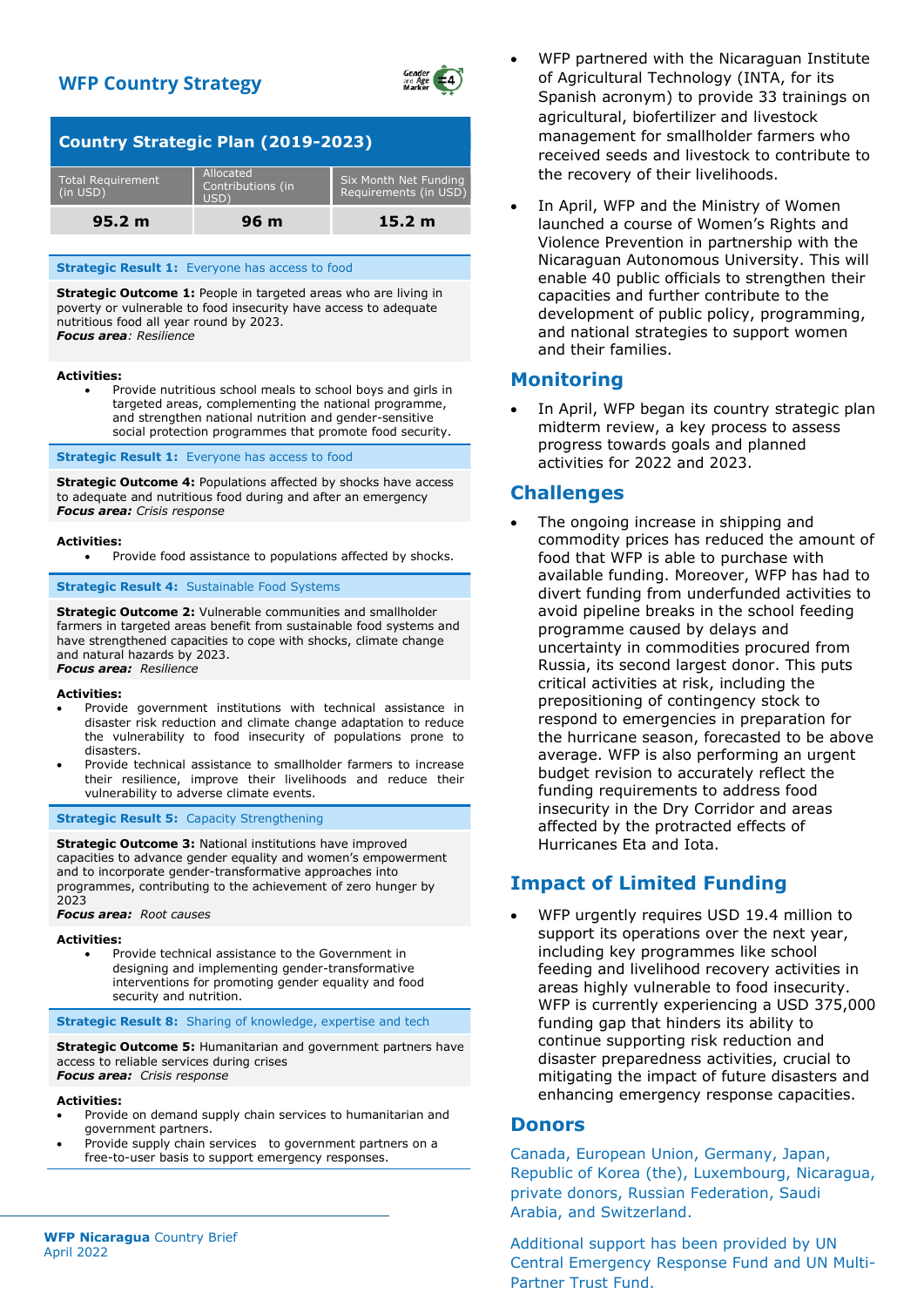## WFP Country Strategy

### Country Strategic Plan (2019-2023)

| Total Requirement (in USD) | Allocated Contributions (in USD) | Six Month Net Funding Requirements (in USD) |
|---|---|---|
| 95.2 m | 96 m | 15.2 m |

**Strategic Result 1:** Everyone has access to food

**Strategic Outcome 1:** People in targeted areas who are living in poverty or vulnerable to food insecurity have access to adequate nutritious food all year round by 2023.
***Focus area**: Resilience*

**Activities:**

- Provide nutritious school meals to school boys and girls in targeted areas, complementing the national programme, and strengthen national nutrition and gender-sensitive social protection programmes that promote food security.

**Strategic Result 1:** Everyone has access to food

**Strategic Outcome 4:** Populations affected by shocks have access to adequate and nutritious food during and after an emergency
***Focus area:** Crisis response*

**Activities:**

- Provide food assistance to populations affected by shocks.

**Strategic Result 4:** Sustainable Food Systems

**Strategic Outcome 2:** Vulnerable communities and smallholder farmers in targeted areas benefit from sustainable food systems and have strengthened capacities to cope with shocks, climate change and natural hazards by 2023.
***Focus area:** Resilience*

**Activities:**

- Provide government institutions with technical assistance in disaster risk reduction and climate change adaptation to reduce the vulnerability to food insecurity of populations prone to disasters.
- Provide technical assistance to smallholder farmers to increase their resilience, improve their livelihoods and reduce their vulnerability to adverse climate events.

**Strategic Result 5:** Capacity Strengthening

**Strategic Outcome 3:** National institutions have improved capacities to advance gender equality and women's empowerment and to incorporate gender-transformative approaches into programmes, contributing to the achievement of zero hunger by 2023
***Focus area:** Root causes*

**Activities:**

- Provide technical assistance to the Government in designing and implementing gender-transformative interventions for promoting gender equality and food security and nutrition.

**Strategic Result 8:** Sharing of knowledge, expertise and tech

**Strategic Outcome 5:** Humanitarian and government partners have access to reliable services during crises
***Focus area:** Crisis response*

**Activities:**

- Provide on demand supply chain services to humanitarian and government partners.
- Provide supply chain services to government partners on a free-to-user basis to support emergency responses.

- WFP partnered with the Nicaraguan Institute of Agricultural Technology (INTA, for its Spanish acronym) to provide 33 trainings on agricultural, biofertilizer and livestock management for smallholder farmers who received seeds and livestock to contribute to the recovery of their livelihoods.
- In April, WFP and the Ministry of Women launched a course of Women's Rights and Violence Prevention in partnership with the Nicaraguan Autonomous University. This will enable 40 public officials to strengthen their capacities and further contribute to the development of public policy, programming, and national strategies to support women and their families.

## Monitoring

- In April, WFP began its country strategic plan midterm review, a key process to assess progress towards goals and planned activities for 2022 and 2023.

## Challenges

- The ongoing increase in shipping and commodity prices has reduced the amount of food that WFP is able to purchase with available funding. Moreover, WFP has had to divert funding from underfunded activities to avoid pipeline breaks in the school feeding programme caused by delays and uncertainty in commodities procured from Russia, its second largest donor. This puts critical activities at risk, including the prepositioning of contingency stock to respond to emergencies in preparation for the hurricane season, forecasted to be above average. WFP is also performing an urgent budget revision to accurately reflect the funding requirements to address food insecurity in the Dry Corridor and areas affected by the protracted effects of Hurricanes Eta and Iota.

## Impact of Limited Funding

- WFP urgently requires USD 19.4 million to support its operations over the next year, including key programmes like school feeding and livelihood recovery activities in areas highly vulnerable to food insecurity. WFP is currently experiencing a USD 375,000 funding gap that hinders its ability to continue supporting risk reduction and disaster preparedness activities, crucial to mitigating the impact of future disasters and enhancing emergency response capacities.

## Donors

Canada, European Union, Germany, Japan, Republic of Korea (the), Luxembourg, Nicaragua, private donors, Russian Federation, Saudi Arabia, and Switzerland.

Additional support has been provided by UN Central Emergency Response Fund and UN Multi-Partner Trust Fund.